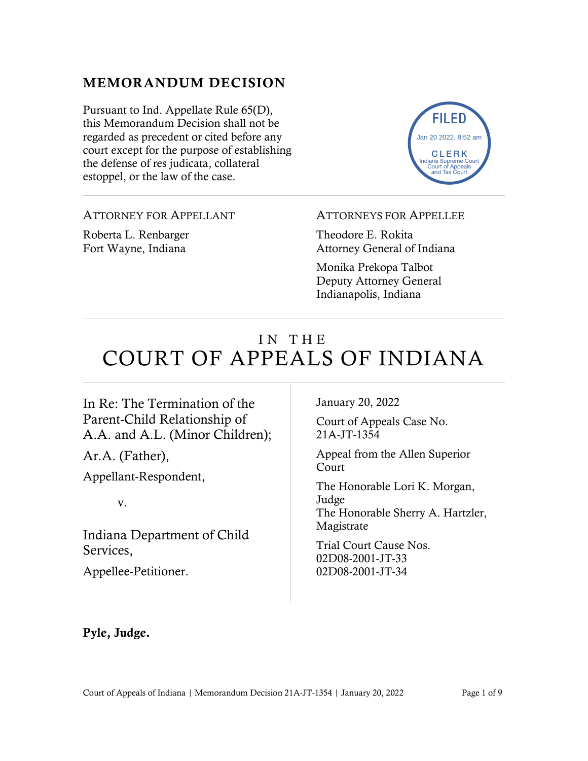## MEMORANDUM DECISION

Pursuant to Ind. Appellate Rule 65(D), this Memorandum Decision shall not be regarded as precedent or cited before any court except for the purpose of establishing the defense of res judicata, collateral estoppel, or the law of the case.

FILED
Jan 20 2022, 8:52 am
CLERK
Indiana Supreme Court
Court of Appeals
and Tax Court

ATTORNEY FOR APPELLANT

Roberta L. Renbarger
Fort Wayne, Indiana

ATTORNEYS FOR APPELLEE

Theodore E. Rokita
Attorney General of Indiana

Monika Prekopa Talbot
Deputy Attorney General
Indianapolis, Indiana

# IN THE COURT OF APPEALS OF INDIANA

In Re: The Termination of the Parent-Child Relationship of A.A. and A.L. (Minor Children);

Ar.A. (Father),

Appellant-Respondent,

v.

Indiana Department of Child Services,

Appellee-Petitioner.

January 20, 2022

Court of Appeals Case No. 21A-JT-1354

Appeal from the Allen Superior Court

The Honorable Lori K. Morgan, Judge
The Honorable Sherry A. Hartzler, Magistrate

Trial Court Cause Nos. 02D08-2001-JT-33
02D08-2001-JT-34

**Pyle, Judge.**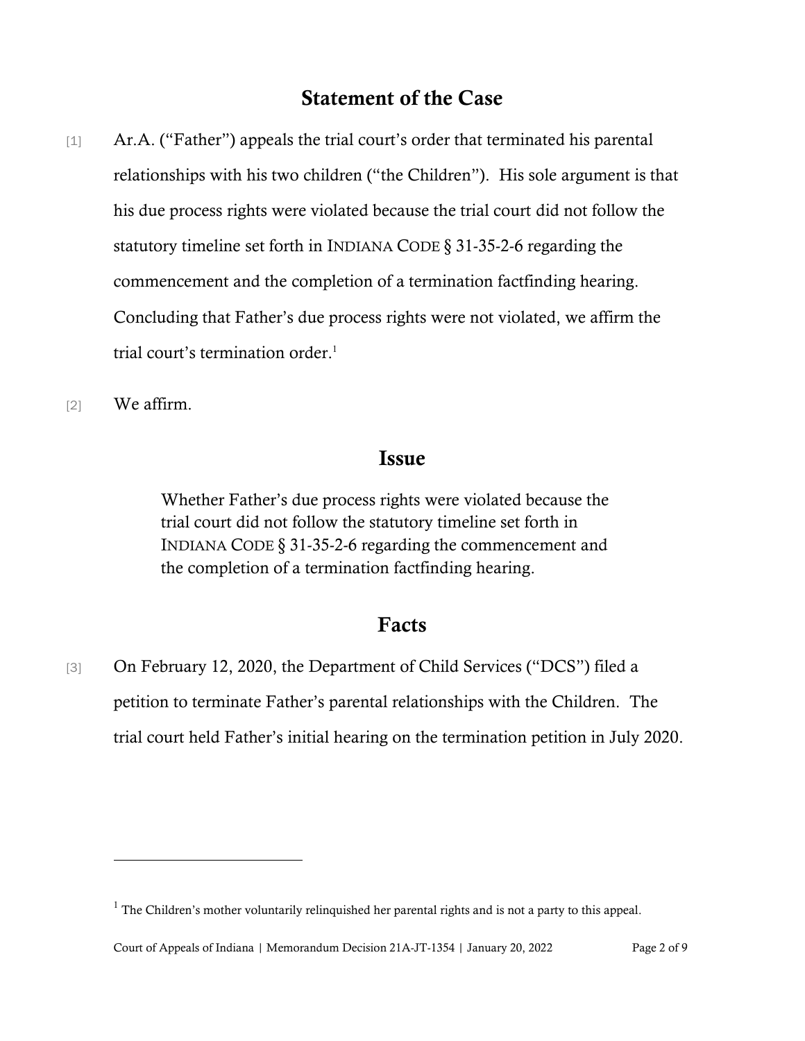## Statement of the Case

[1] Ar.A. ("Father") appeals the trial court's order that terminated his parental relationships with his two children ("the Children"). His sole argument is that his due process rights were violated because the trial court did not follow the statutory timeline set forth in INDIANA CODE § 31-35-2-6 regarding the commencement and the completion of a termination factfinding hearing. Concluding that Father's due process rights were not violated, we affirm the trial court's termination order.[1]

[2] We affirm.

## Issue

> Whether Father's due process rights were violated because the trial court did not follow the statutory timeline set forth in INDIANA CODE § 31-35-2-6 regarding the commencement and the completion of a termination factfinding hearing.

## Facts

[3] On February 12, 2020, the Department of Child Services ("DCS") filed a petition to terminate Father's parental relationships with the Children. The trial court held Father's initial hearing on the termination petition in July 2020.

---

[1] The Children's mother voluntarily relinquished her parental rights and is not a party to this appeal.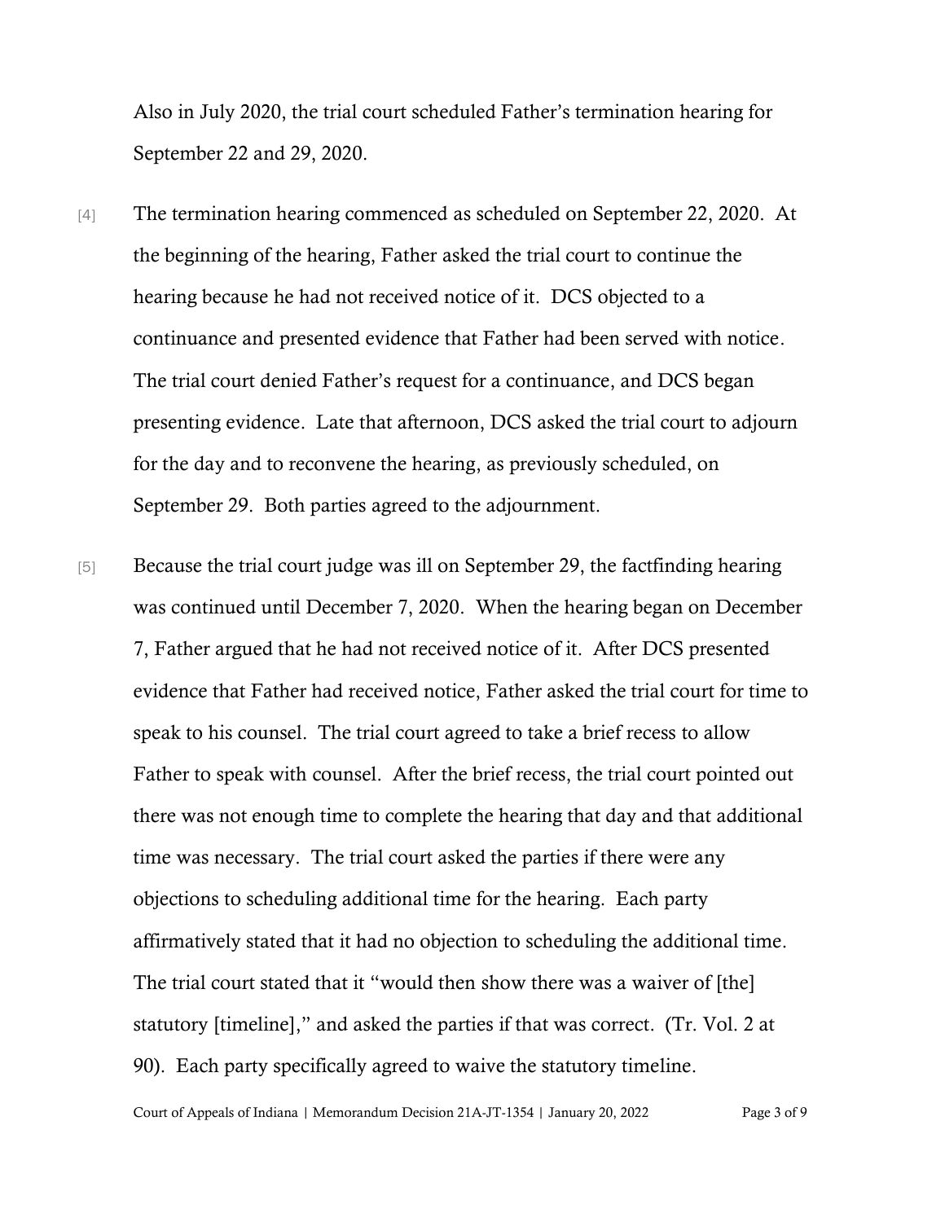Also in July 2020, the trial court scheduled Father's termination hearing for September 22 and 29, 2020.

[4] The termination hearing commenced as scheduled on September 22, 2020. At the beginning of the hearing, Father asked the trial court to continue the hearing because he had not received notice of it. DCS objected to a continuance and presented evidence that Father had been served with notice. The trial court denied Father's request for a continuance, and DCS began presenting evidence. Late that afternoon, DCS asked the trial court to adjourn for the day and to reconvene the hearing, as previously scheduled, on September 29. Both parties agreed to the adjournment.

[5] Because the trial court judge was ill on September 29, the factfinding hearing was continued until December 7, 2020. When the hearing began on December 7, Father argued that he had not received notice of it. After DCS presented evidence that Father had received notice, Father asked the trial court for time to speak to his counsel. The trial court agreed to take a brief recess to allow Father to speak with counsel. After the brief recess, the trial court pointed out there was not enough time to complete the hearing that day and that additional time was necessary. The trial court asked the parties if there were any objections to scheduling additional time for the hearing. Each party affirmatively stated that it had no objection to scheduling the additional time. The trial court stated that it "would then show there was a waiver of [the] statutory [timeline]," and asked the parties if that was correct. (Tr. Vol. 2 at 90). Each party specifically agreed to waive the statutory timeline.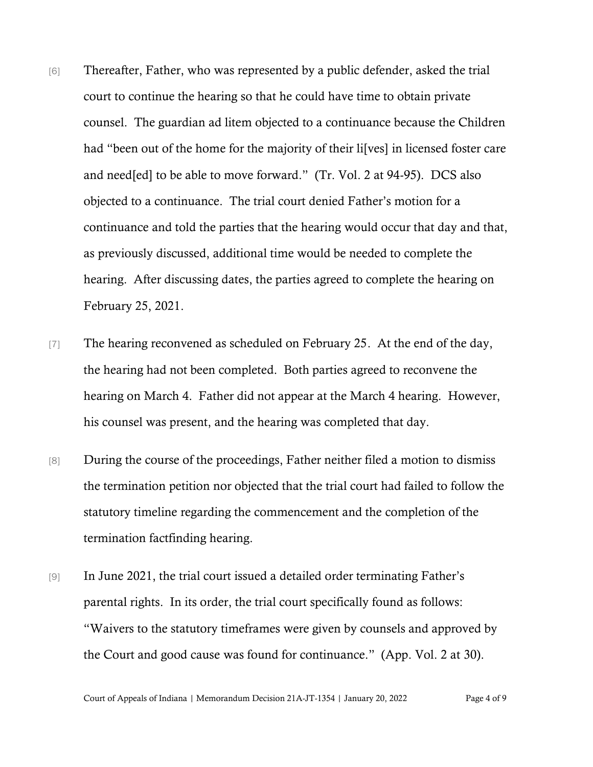[6] Thereafter, Father, who was represented by a public defender, asked the trial court to continue the hearing so that he could have time to obtain private counsel. The guardian ad litem objected to a continuance because the Children had "been out of the home for the majority of their li[ves] in licensed foster care and need[ed] to be able to move forward." (Tr. Vol. 2 at 94-95). DCS also objected to a continuance. The trial court denied Father's motion for a continuance and told the parties that the hearing would occur that day and that, as previously discussed, additional time would be needed to complete the hearing. After discussing dates, the parties agreed to complete the hearing on February 25, 2021.

[7] The hearing reconvened as scheduled on February 25. At the end of the day, the hearing had not been completed. Both parties agreed to reconvene the hearing on March 4. Father did not appear at the March 4 hearing. However, his counsel was present, and the hearing was completed that day.

[8] During the course of the proceedings, Father neither filed a motion to dismiss the termination petition nor objected that the trial court had failed to follow the statutory timeline regarding the commencement and the completion of the termination factfinding hearing.

[9] In June 2021, the trial court issued a detailed order terminating Father's parental rights. In its order, the trial court specifically found as follows: "Waivers to the statutory timeframes were given by counsels and approved by the Court and good cause was found for continuance." (App. Vol. 2 at 30).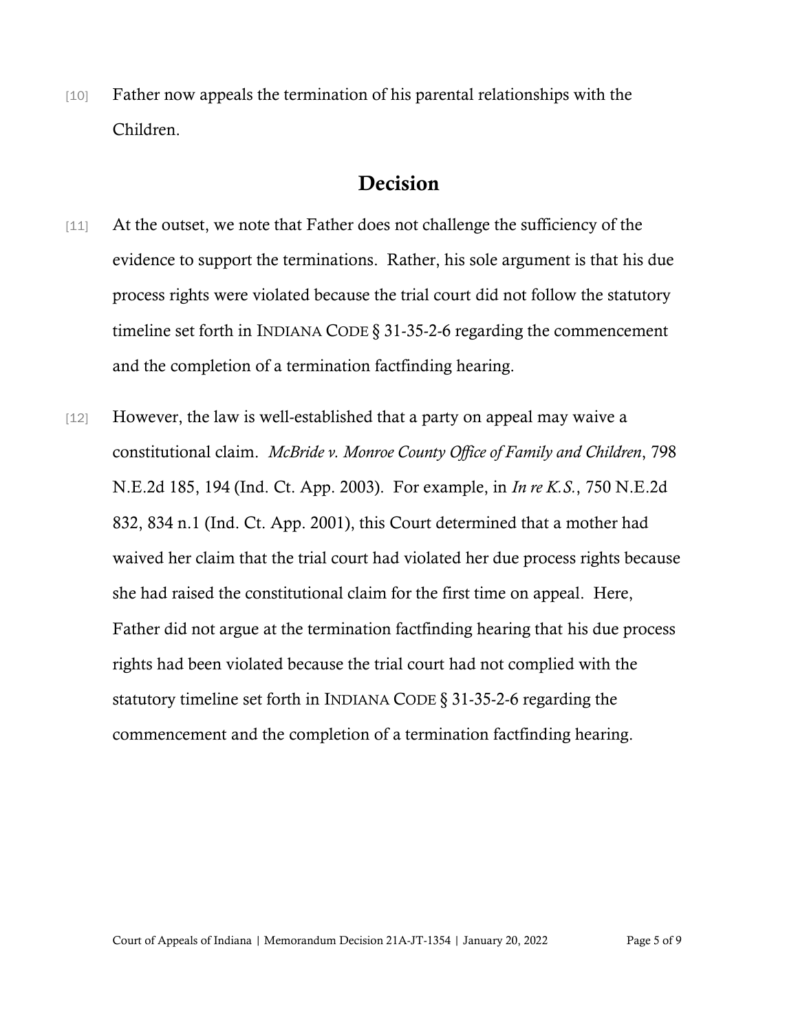[10] Father now appeals the termination of his parental relationships with the Children.

## Decision

[11] At the outset, we note that Father does not challenge the sufficiency of the evidence to support the terminations. Rather, his sole argument is that his due process rights were violated because the trial court did not follow the statutory timeline set forth in INDIANA CODE § 31-35-2-6 regarding the commencement and the completion of a termination factfinding hearing.

[12] However, the law is well-established that a party on appeal may waive a constitutional claim. *McBride v. Monroe County Office of Family and Children*, 798 N.E.2d 185, 194 (Ind. Ct. App. 2003). For example, in *In re K.S.*, 750 N.E.2d 832, 834 n.1 (Ind. Ct. App. 2001), this Court determined that a mother had waived her claim that the trial court had violated her due process rights because she had raised the constitutional claim for the first time on appeal. Here, Father did not argue at the termination factfinding hearing that his due process rights had been violated because the trial court had not complied with the statutory timeline set forth in INDIANA CODE § 31-35-2-6 regarding the commencement and the completion of a termination factfinding hearing.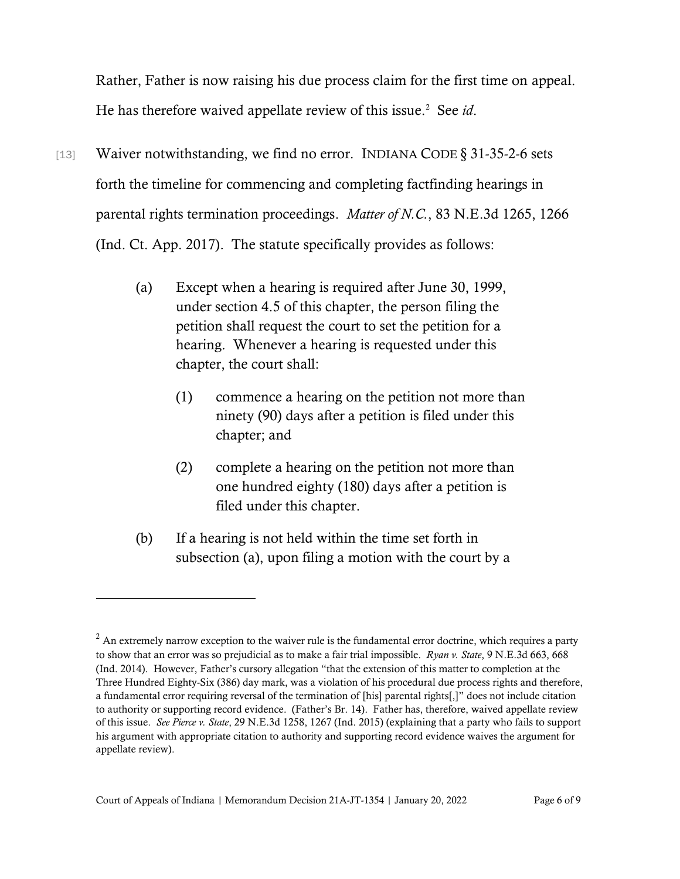Rather, Father is now raising his due process claim for the first time on appeal. He has therefore waived appellate review of this issue.[2] See *id*.

[13] Waiver notwithstanding, we find no error. INDIANA CODE § 31-35-2-6 sets forth the timeline for commencing and completing factfinding hearings in parental rights termination proceedings. *Matter of N.C.*, 83 N.E.3d 1265, 1266 (Ind. Ct. App. 2017). The statute specifically provides as follows:

> (a) Except when a hearing is required after June 30, 1999, under section 4.5 of this chapter, the person filing the petition shall request the court to set the petition for a hearing. Whenever a hearing is requested under this chapter, the court shall:
>
> > (1) commence a hearing on the petition not more than ninety (90) days after a petition is filed under this chapter; and
> >
> > (2) complete a hearing on the petition not more than one hundred eighty (180) days after a petition is filed under this chapter.
>
> (b) If a hearing is not held within the time set forth in subsection (a), upon filing a motion with the court by a

---

[2] An extremely narrow exception to the waiver rule is the fundamental error doctrine, which requires a party to show that an error was so prejudicial as to make a fair trial impossible. *Ryan v. State*, 9 N.E.3d 663, 668 (Ind. 2014). However, Father's cursory allegation "that the extension of this matter to completion at the Three Hundred Eighty-Six (386) day mark, was a violation of his procedural due process rights and therefore, a fundamental error requiring reversal of the termination of [his] parental rights[,]" does not include citation to authority or supporting record evidence. (Father's Br. 14). Father has, therefore, waived appellate review of this issue. *See Pierce v. State*, 29 N.E.3d 1258, 1267 (Ind. 2015) (explaining that a party who fails to support his argument with appropriate citation to authority and supporting record evidence waives the argument for appellate review).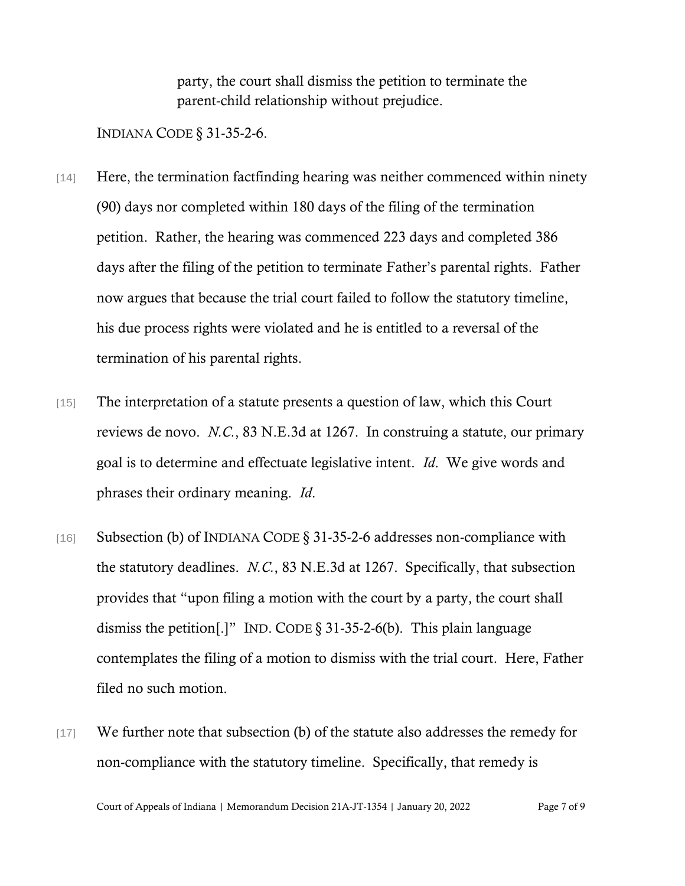> party, the court shall dismiss the petition to terminate the parent-child relationship without prejudice.

INDIANA CODE § 31-35-2-6.

[14] Here, the termination factfinding hearing was neither commenced within ninety (90) days nor completed within 180 days of the filing of the termination petition. Rather, the hearing was commenced 223 days and completed 386 days after the filing of the petition to terminate Father's parental rights. Father now argues that because the trial court failed to follow the statutory timeline, his due process rights were violated and he is entitled to a reversal of the termination of his parental rights.

[15] The interpretation of a statute presents a question of law, which this Court reviews de novo. *N.C.*, 83 N.E.3d at 1267. In construing a statute, our primary goal is to determine and effectuate legislative intent. *Id*. We give words and phrases their ordinary meaning. *Id*.

[16] Subsection (b) of INDIANA CODE § 31-35-2-6 addresses non-compliance with the statutory deadlines. *N.C.*, 83 N.E.3d at 1267. Specifically, that subsection provides that "upon filing a motion with the court by a party, the court shall dismiss the petition[.]" IND. CODE § 31-35-2-6(b). This plain language contemplates the filing of a motion to dismiss with the trial court. Here, Father filed no such motion.

[17] We further note that subsection (b) of the statute also addresses the remedy for non-compliance with the statutory timeline. Specifically, that remedy is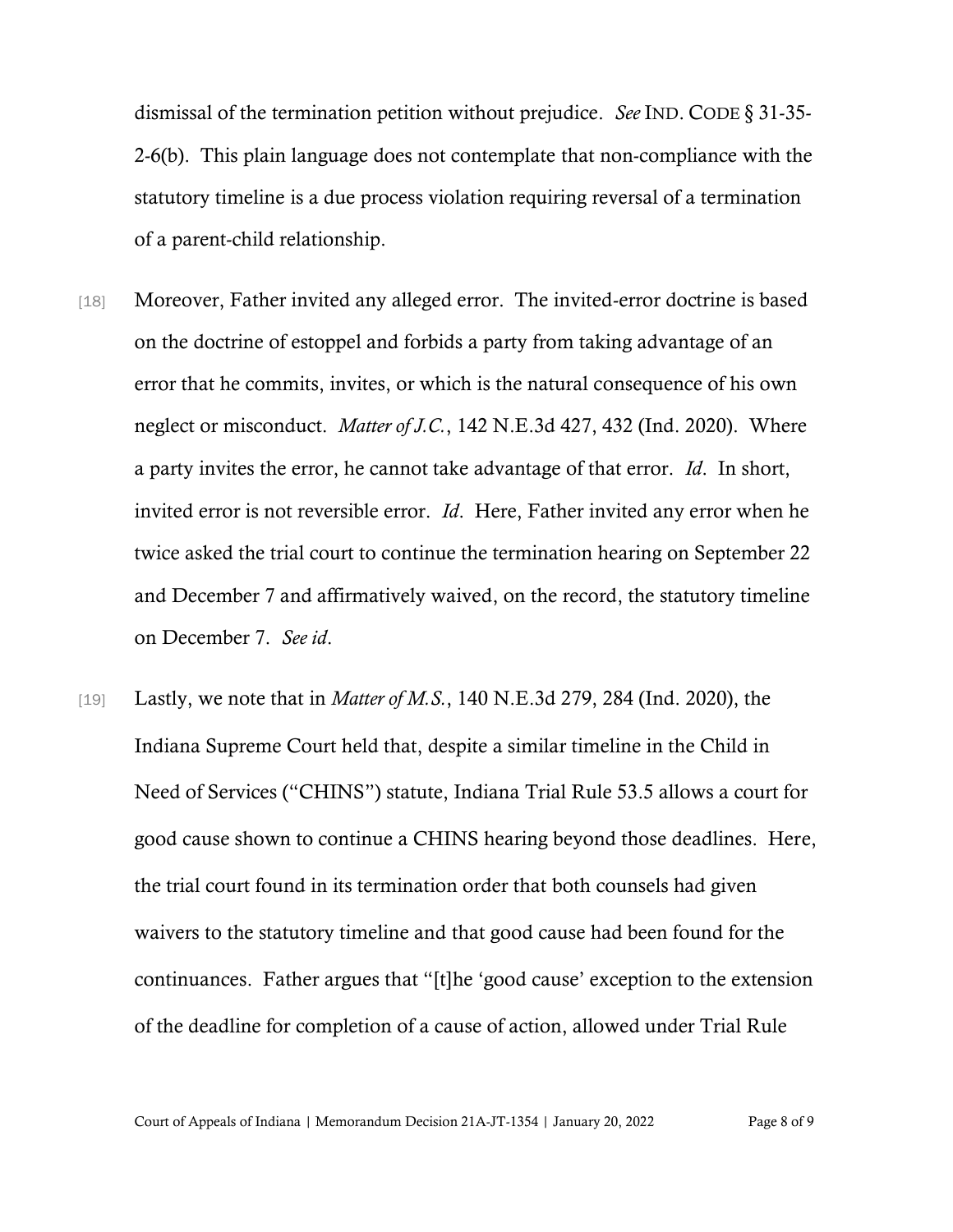dismissal of the termination petition without prejudice. *See* IND. CODE § 31-35-2-6(b). This plain language does not contemplate that non-compliance with the statutory timeline is a due process violation requiring reversal of a termination of a parent-child relationship.

[18] Moreover, Father invited any alleged error. The invited-error doctrine is based on the doctrine of estoppel and forbids a party from taking advantage of an error that he commits, invites, or which is the natural consequence of his own neglect or misconduct. *Matter of J.C.*, 142 N.E.3d 427, 432 (Ind. 2020). Where a party invites the error, he cannot take advantage of that error. *Id*. In short, invited error is not reversible error. *Id*. Here, Father invited any error when he twice asked the trial court to continue the termination hearing on September 22 and December 7 and affirmatively waived, on the record, the statutory timeline on December 7. *See id*.

[19] Lastly, we note that in *Matter of M.S.*, 140 N.E.3d 279, 284 (Ind. 2020), the Indiana Supreme Court held that, despite a similar timeline in the Child in Need of Services ("CHINS") statute, Indiana Trial Rule 53.5 allows a court for good cause shown to continue a CHINS hearing beyond those deadlines. Here, the trial court found in its termination order that both counsels had given waivers to the statutory timeline and that good cause had been found for the continuances. Father argues that "[t]he 'good cause' exception to the extension of the deadline for completion of a cause of action, allowed under Trial Rule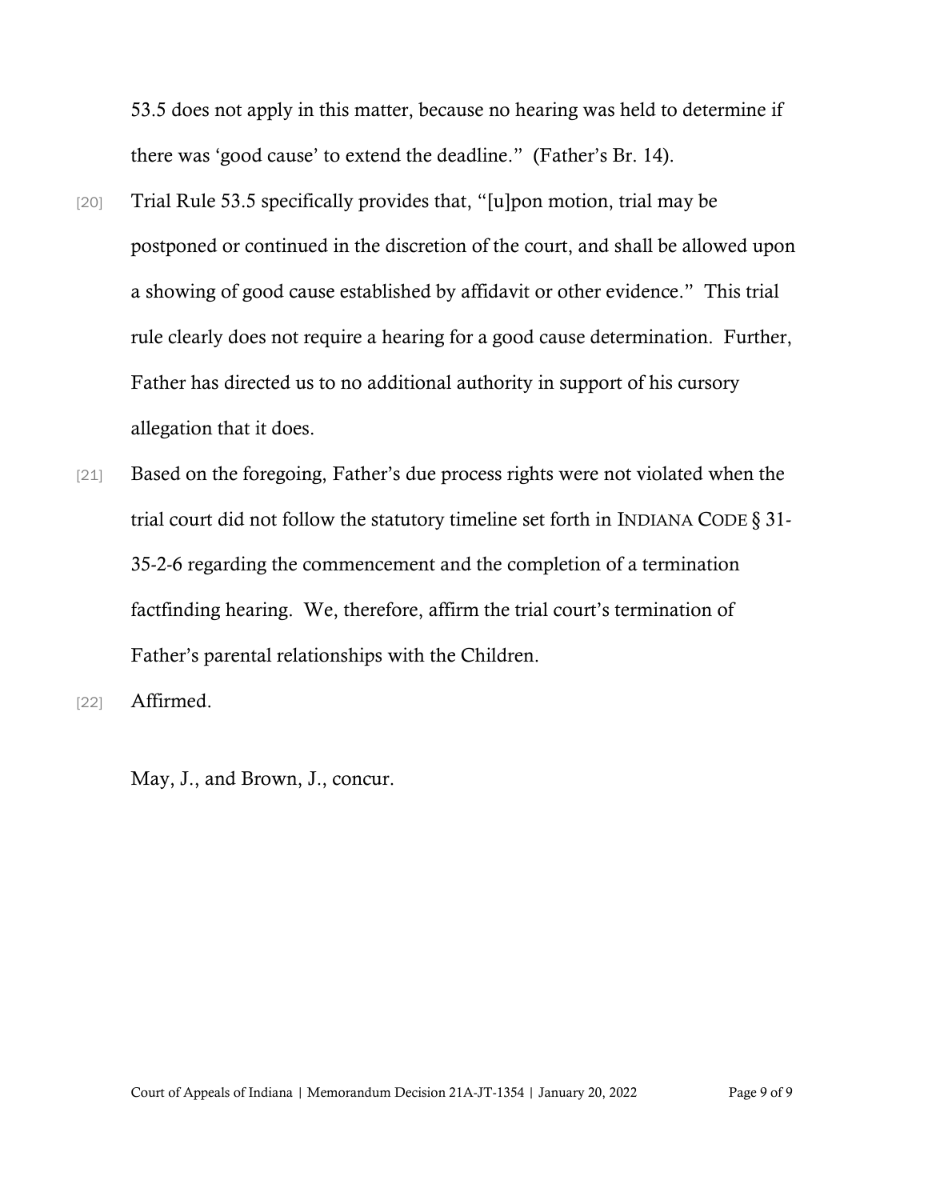53.5 does not apply in this matter, because no hearing was held to determine if there was 'good cause' to extend the deadline." (Father's Br. 14).

[20] Trial Rule 53.5 specifically provides that, "[u]pon motion, trial may be postponed or continued in the discretion of the court, and shall be allowed upon a showing of good cause established by affidavit or other evidence." This trial rule clearly does not require a hearing for a good cause determination. Further, Father has directed us to no additional authority in support of his cursory allegation that it does.

[21] Based on the foregoing, Father's due process rights were not violated when the trial court did not follow the statutory timeline set forth in INDIANA CODE § 31-35-2-6 regarding the commencement and the completion of a termination factfinding hearing. We, therefore, affirm the trial court's termination of Father's parental relationships with the Children.

[22] Affirmed.

May, J., and Brown, J., concur.